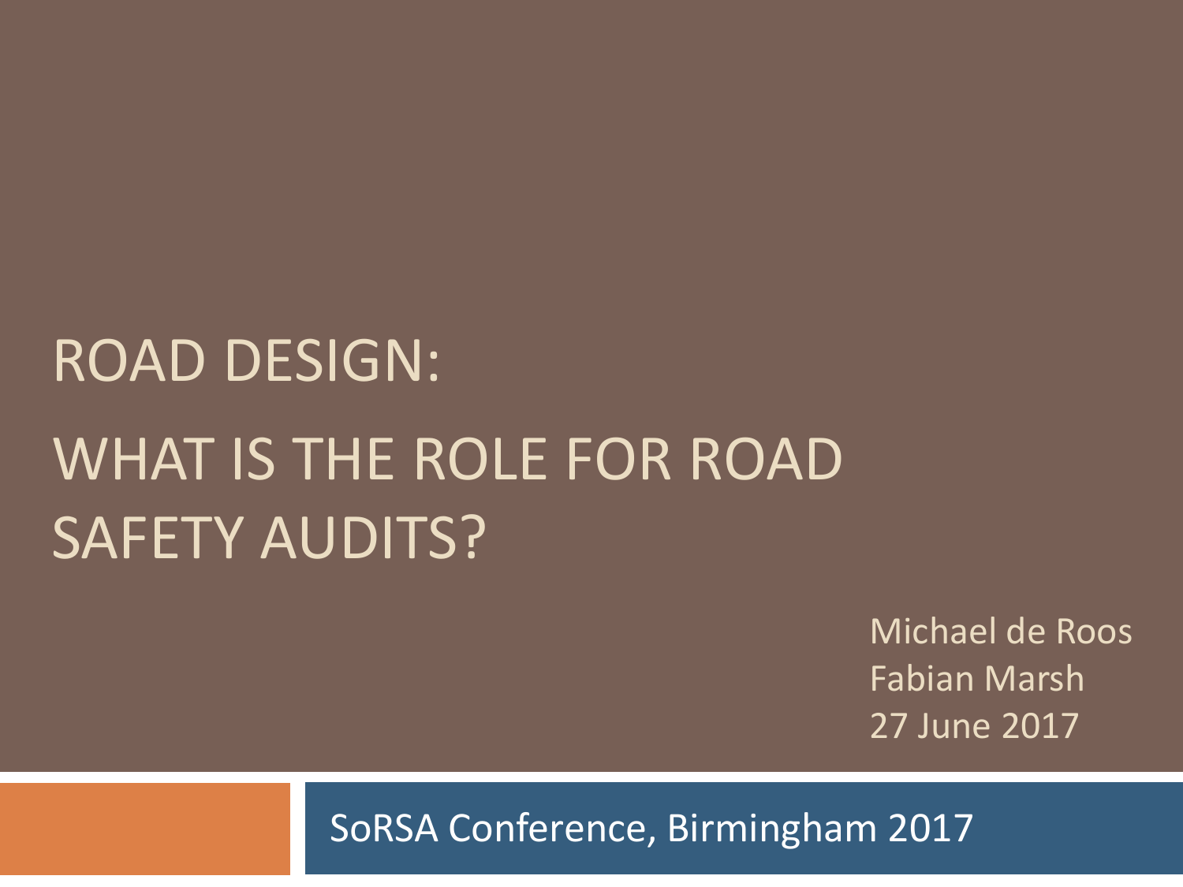# ROAD DESIGN: WHAT IS THE ROLE FOR ROAD SAFETY AUDITS?

Michael de Roos
Fabian Marsh
27 June 2017

SoRSA Conference, Birmingham 2017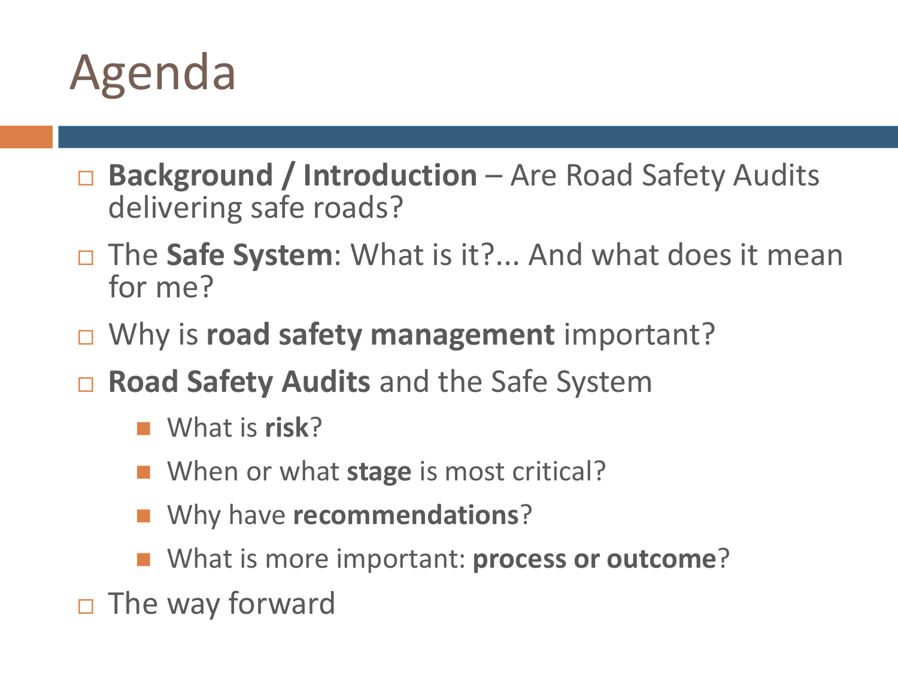# Agenda

- **Background / Introduction** – Are Road Safety Audits delivering safe roads?
- The **Safe System**: What is it?... And what does it mean for me?
- Why is **road safety management** important?
- **Road Safety Audits** and the Safe System
  - What is **risk**?
  - When or what **stage** is most critical?
  - Why have **recommendations**?
  - What is more important: **process or outcome**?
- The way forward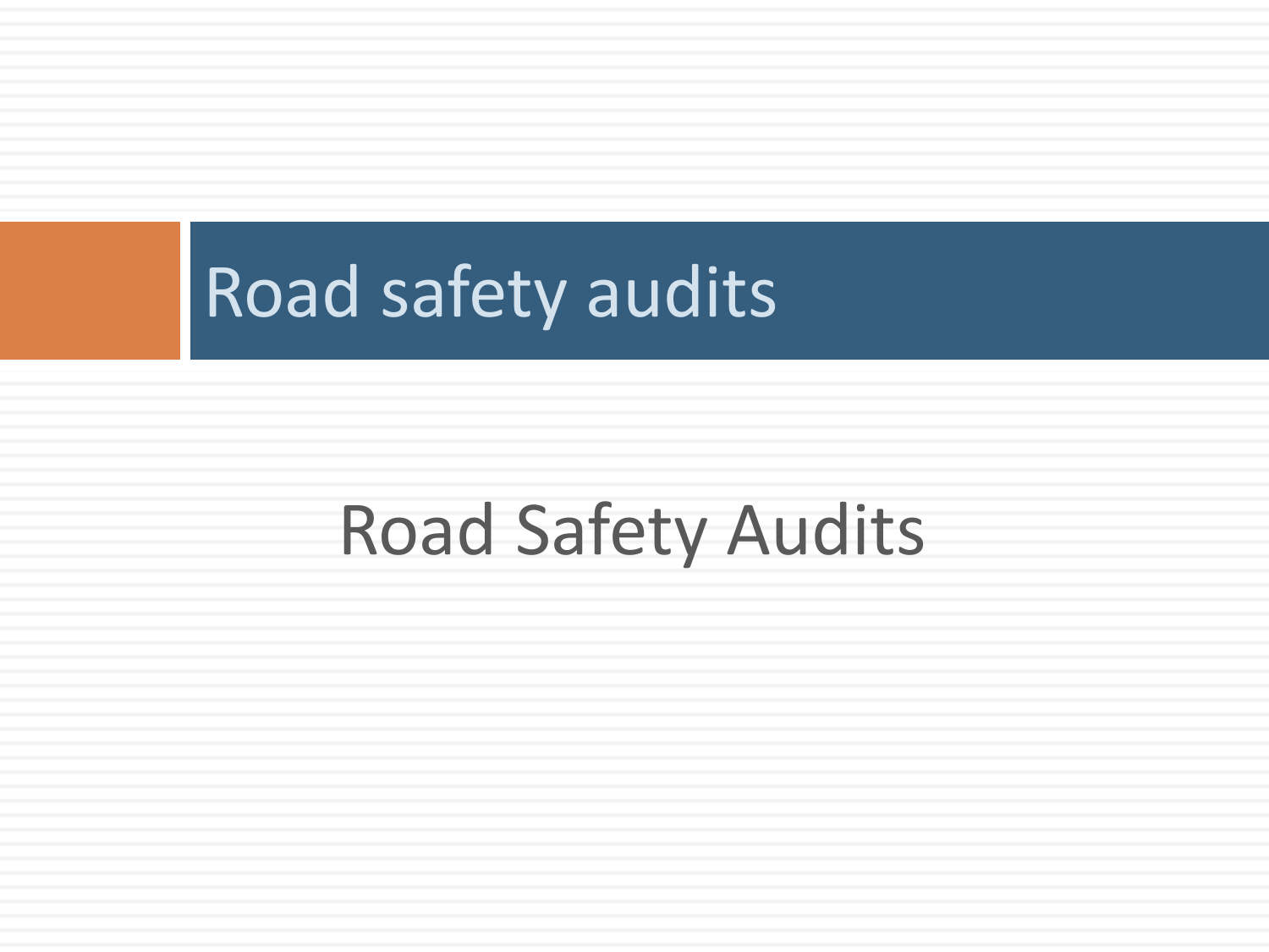# Road safety audits

Road Safety Audits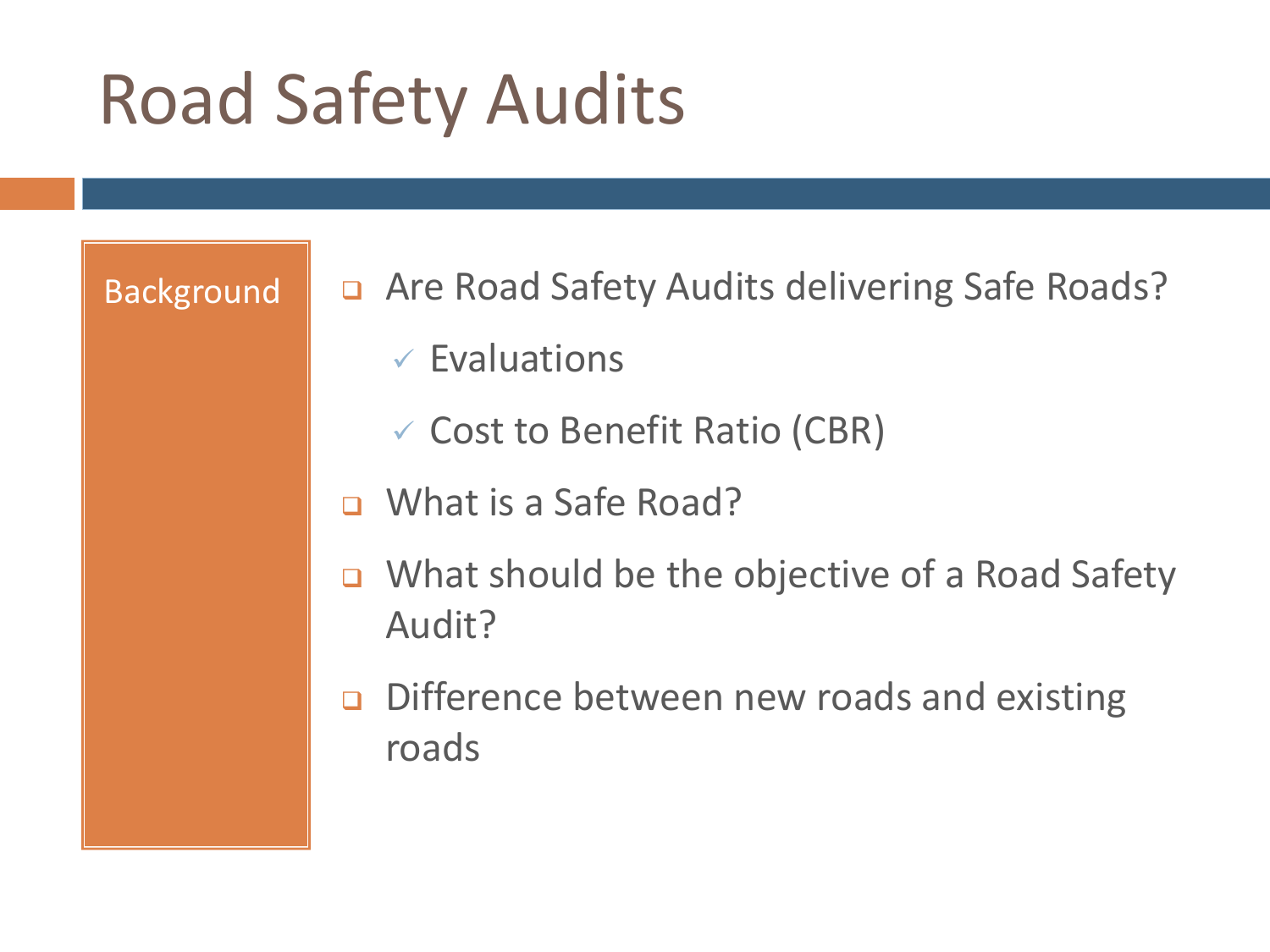# Road Safety Audits

**Background**

- Are Road Safety Audits delivering Safe Roads?
  - ✓ Evaluations
  - ✓ Cost to Benefit Ratio (CBR)
- What is a Safe Road?
- What should be the objective of a Road Safety Audit?
- Difference between new roads and existing roads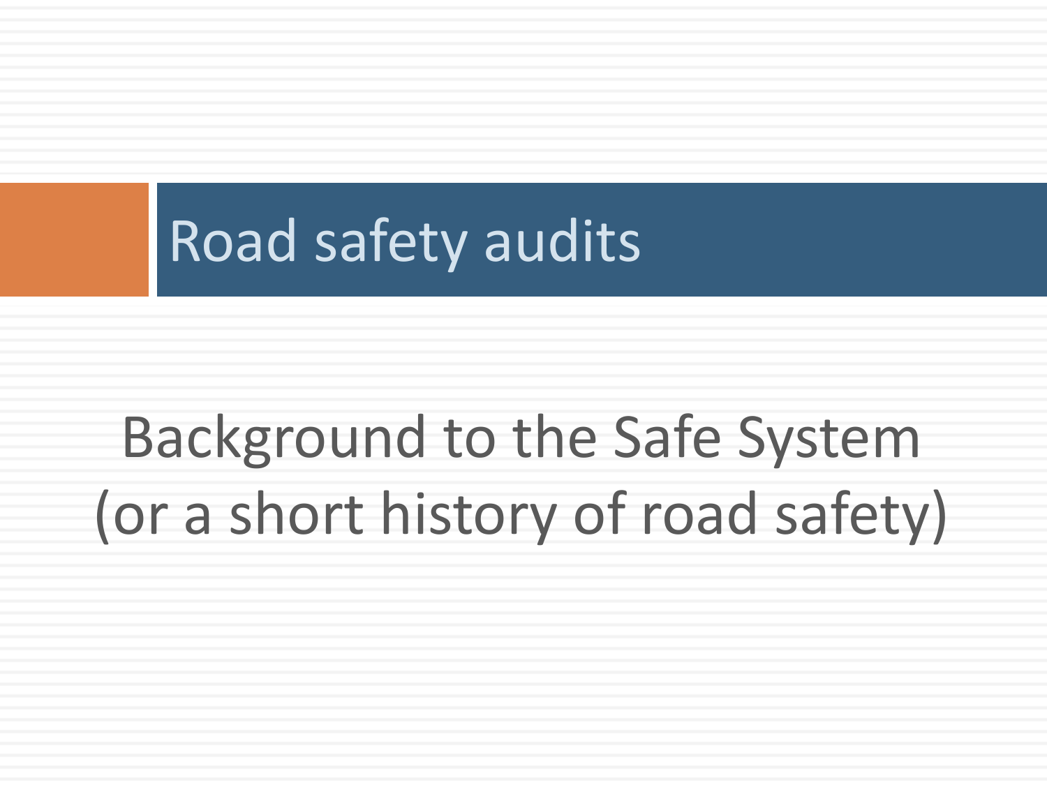# Road safety audits

Background to the Safe System
(or a short history of road safety)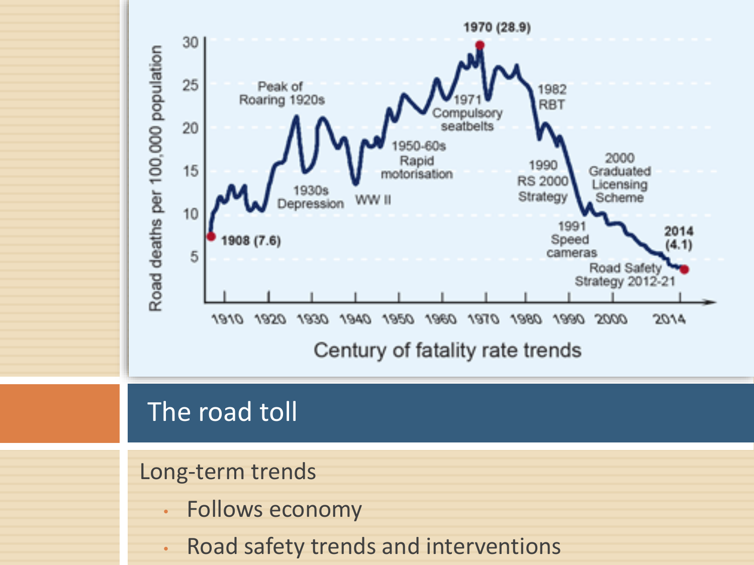# The road toll

Long-term trends

- Follows economy
- Road safety trends and interventions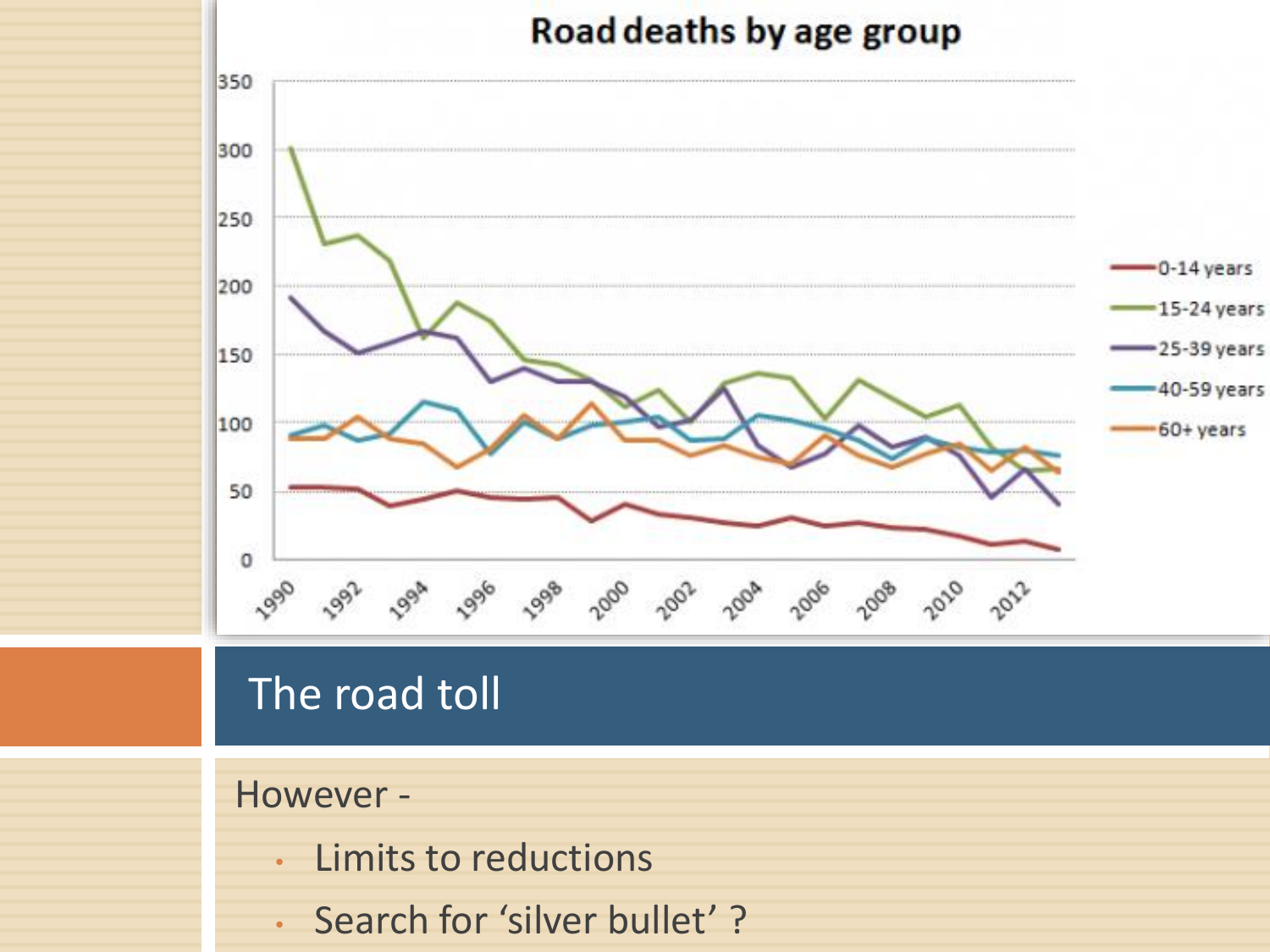# The road toll

However -

- Limits to reductions
- Search for 'silver bullet' ?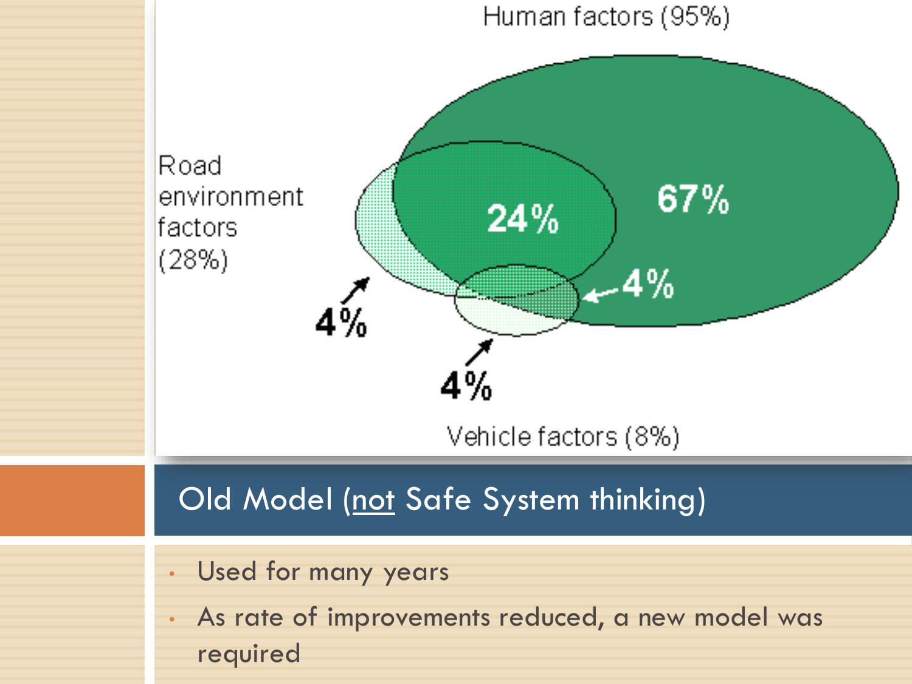Human factors (95%)

Road environment factors (28%)

Vehicle factors (8%)

67%

24%

4%

4%

4%

## Old Model (<u>not</u> Safe System thinking)

- Used for many years
- As rate of improvements reduced, a new model was required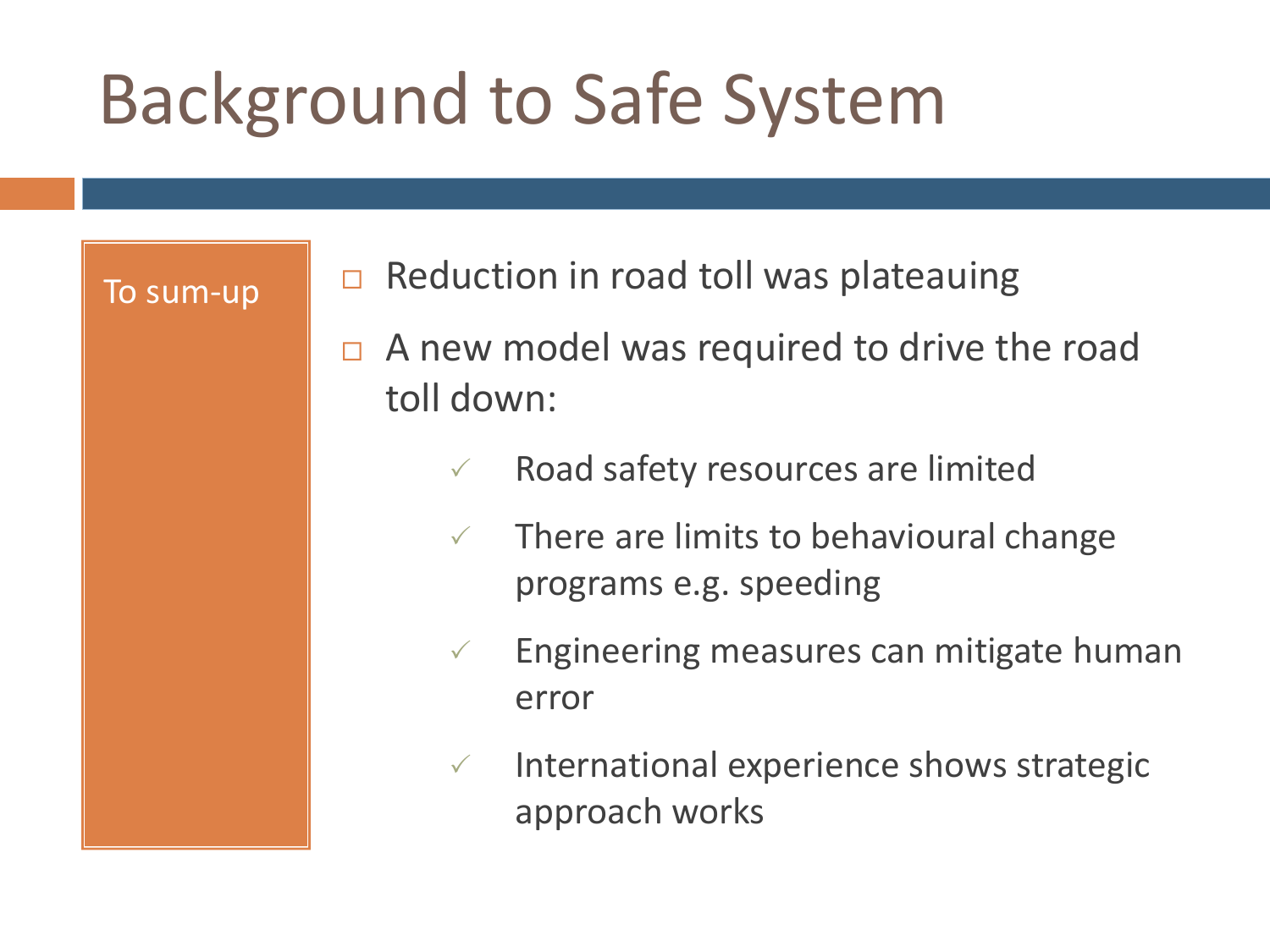# Background to Safe System

**To sum-up**

- Reduction in road toll was plateauing
- A new model was required to drive the road toll down:
  - ✓ Road safety resources are limited
  - ✓ There are limits to behavioural change programs e.g. speeding
  - ✓ Engineering measures can mitigate human error
  - ✓ International experience shows strategic approach works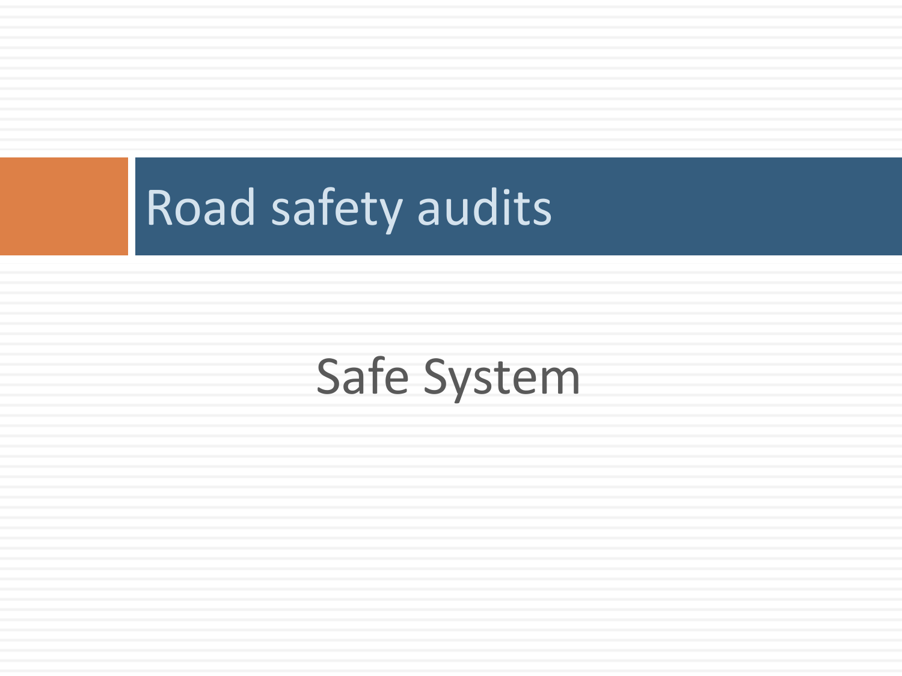# Road safety audits

Safe System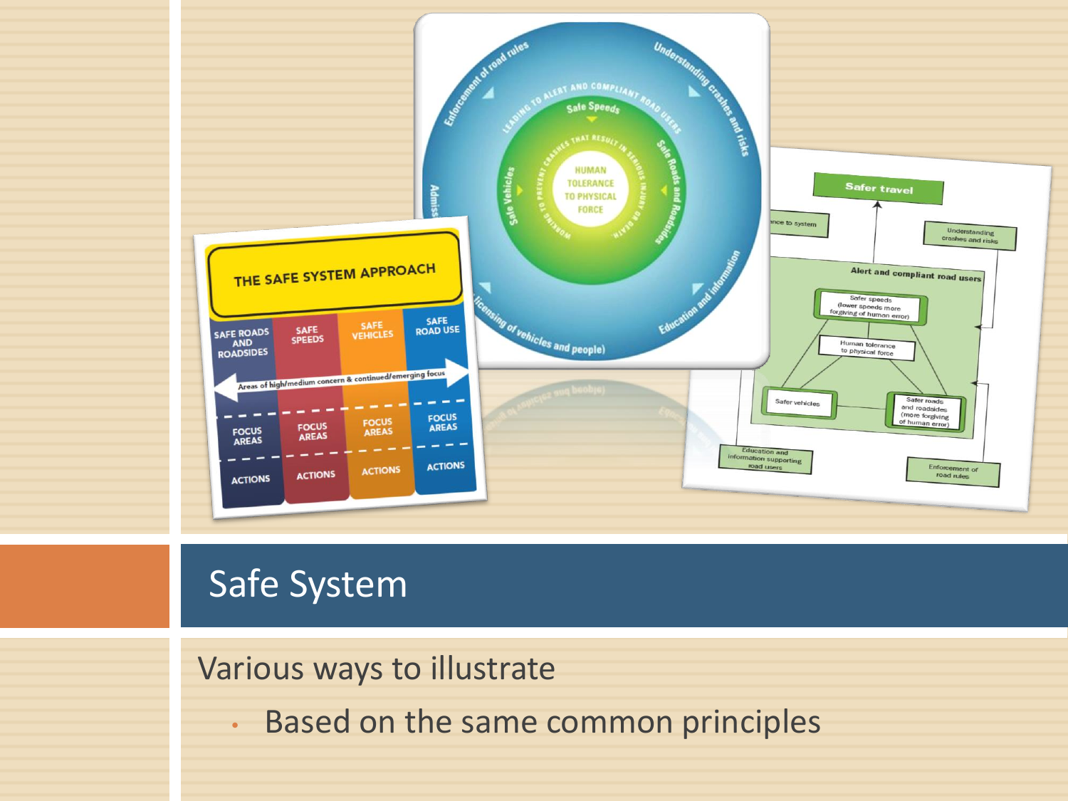# Safe System

- Various ways to illustrate
  - Based on the same common principles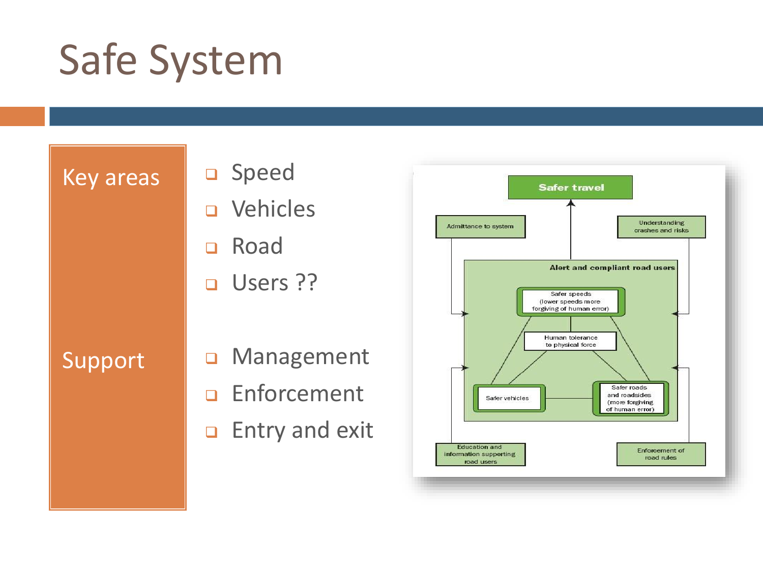# Safe System

**Key areas**

- Speed
- Vehicles
- Road
- Users ??

**Support**

- Management
- Enforcement
- Entry and exit

Safer travel

Admittance to system

Understanding crashes and risks

Alert and compliant road users

Safer speeds (lower speeds more forgiving of human error)

Human tolerance to physical force

Safer vehicles

Safer roads and roadsides (more forgiving of human error)

Education and information supporting road users

Enforcement of road rules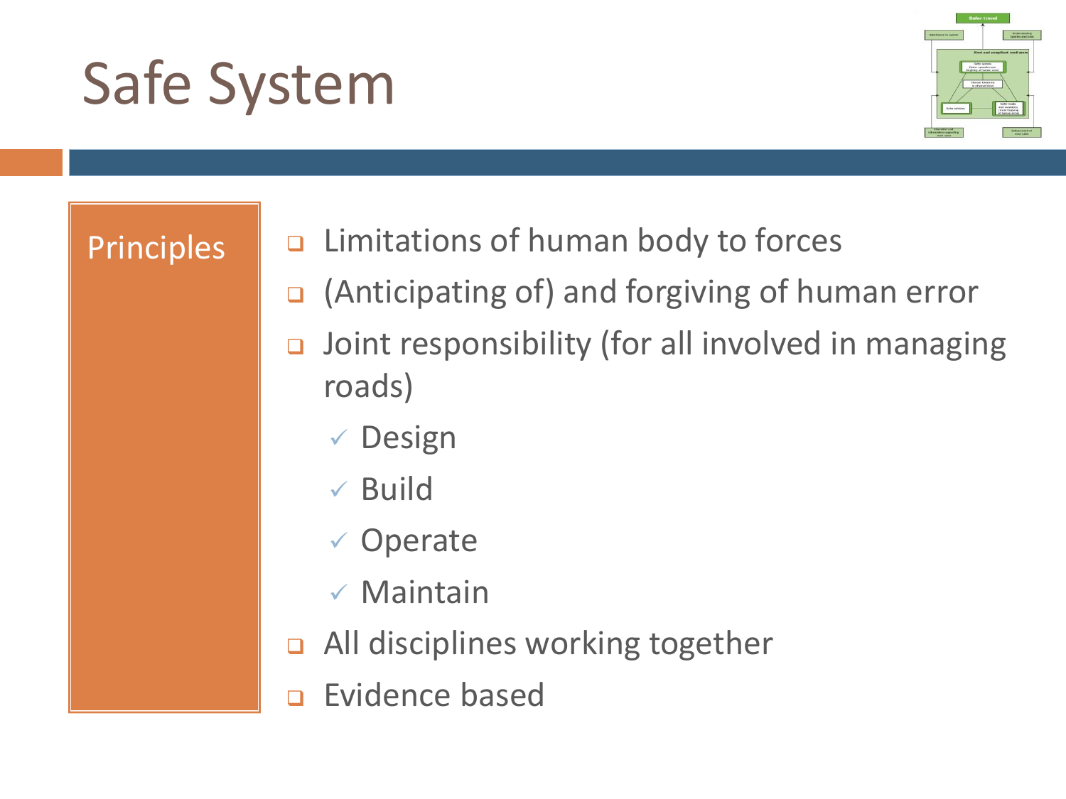# Safe System

## Principles

- Limitations of human body to forces
- (Anticipating of) and forgiving of human error
- Joint responsibility (for all involved in managing roads)
  - ✓ Design
  - ✓ Build
  - ✓ Operate
  - ✓ Maintain
- All disciplines working together
- Evidence based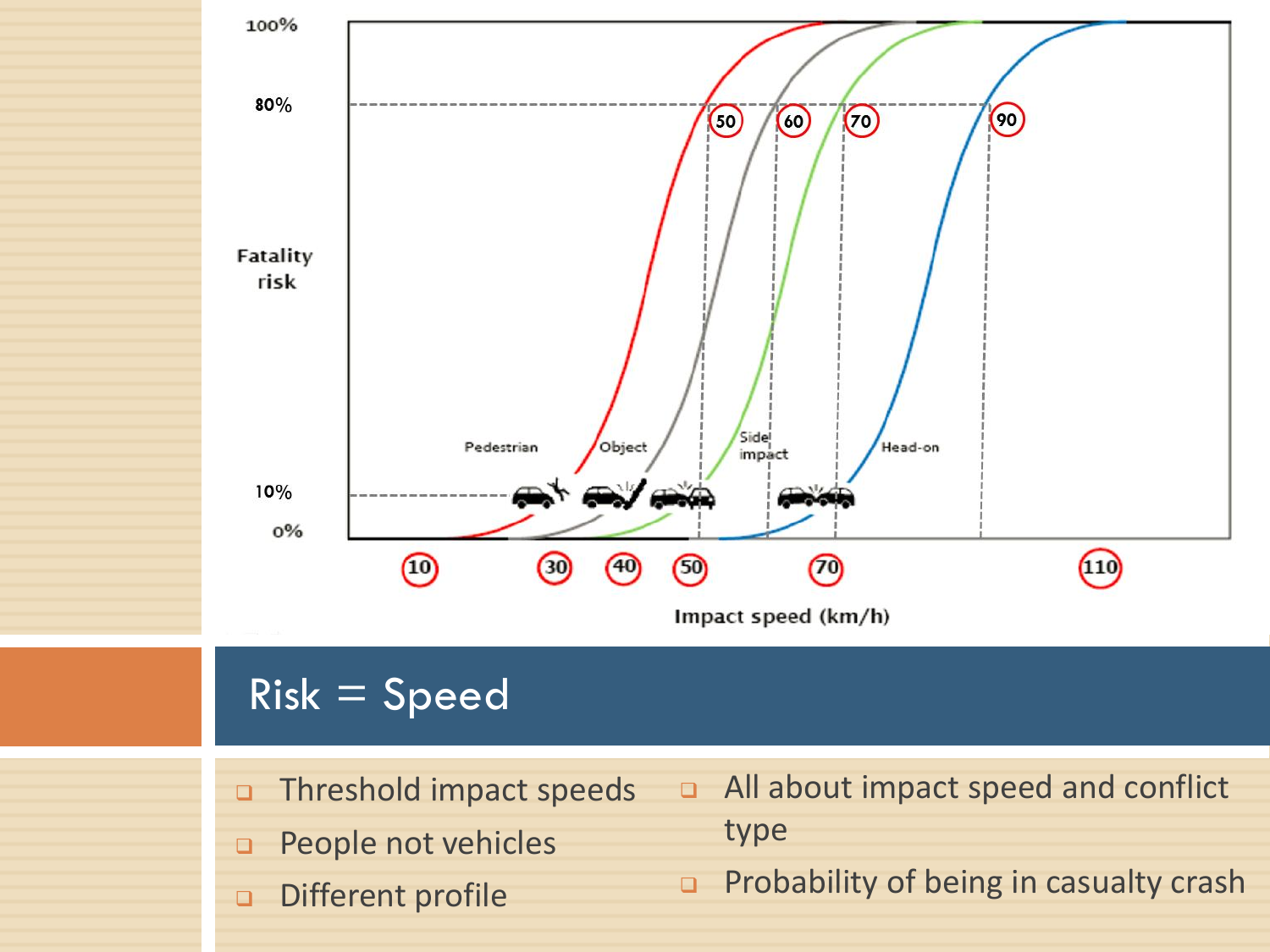Fatality risk

100%

80%

10%

0%

Impact speed (km/h)

10 30 40 50 70 110

50 60 70 90

Pedestrian

Object

Side impact

Head-on

# Risk = Speed

- Threshold impact speeds
- People not vehicles
- Different profile
- All about impact speed and conflict type
- Probability of being in casualty crash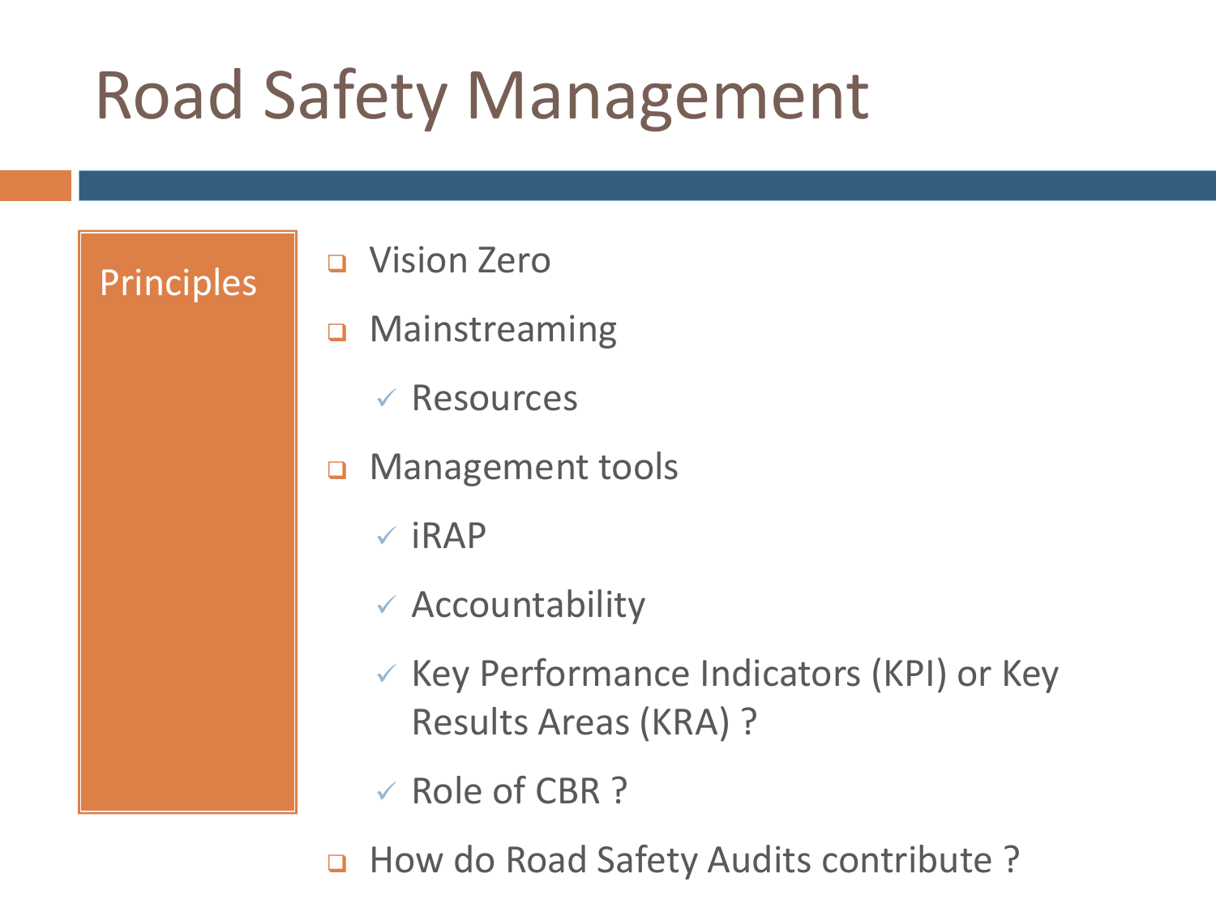# Road Safety Management

**Principles**

- Vision Zero
- Mainstreaming
  - Resources
- Management tools
  - iRAP
  - Accountability
  - Key Performance Indicators (KPI) or Key Results Areas (KRA) ?
  - Role of CBR ?
- How do Road Safety Audits contribute ?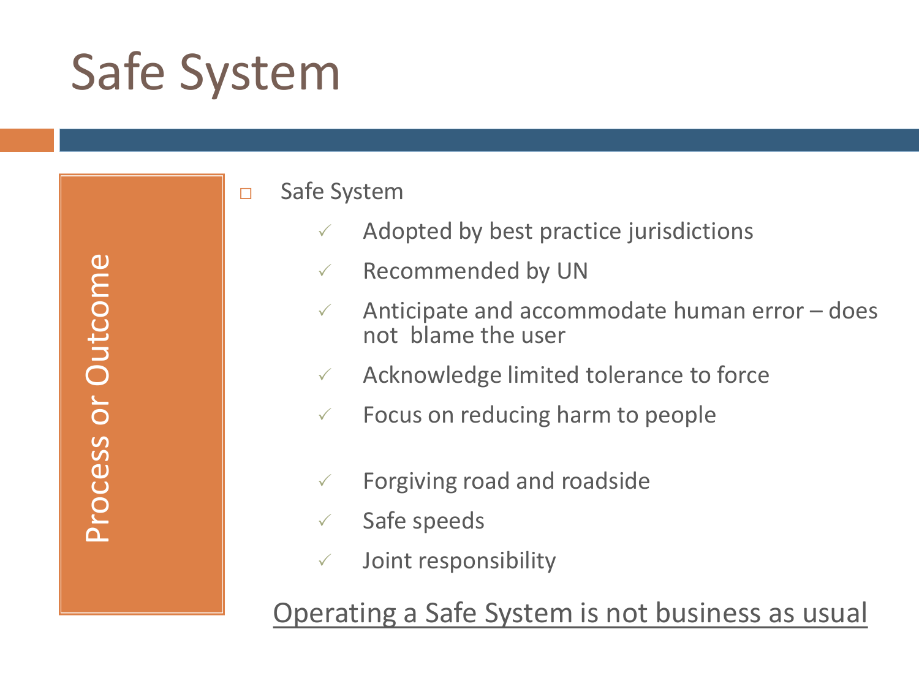# Safe System

Process or Outcome

- Safe System
  - ✓ Adopted by best practice jurisdictions
  - ✓ Recommended by UN
  - ✓ Anticipate and accommodate human error – does not blame the user
  - ✓ Acknowledge limited tolerance to force
  - ✓ Focus on reducing harm to people
  - ✓ Forgiving road and roadside
  - ✓ Safe speeds
  - ✓ Joint responsibility

<u>Operating a Safe System is not business as usual</u>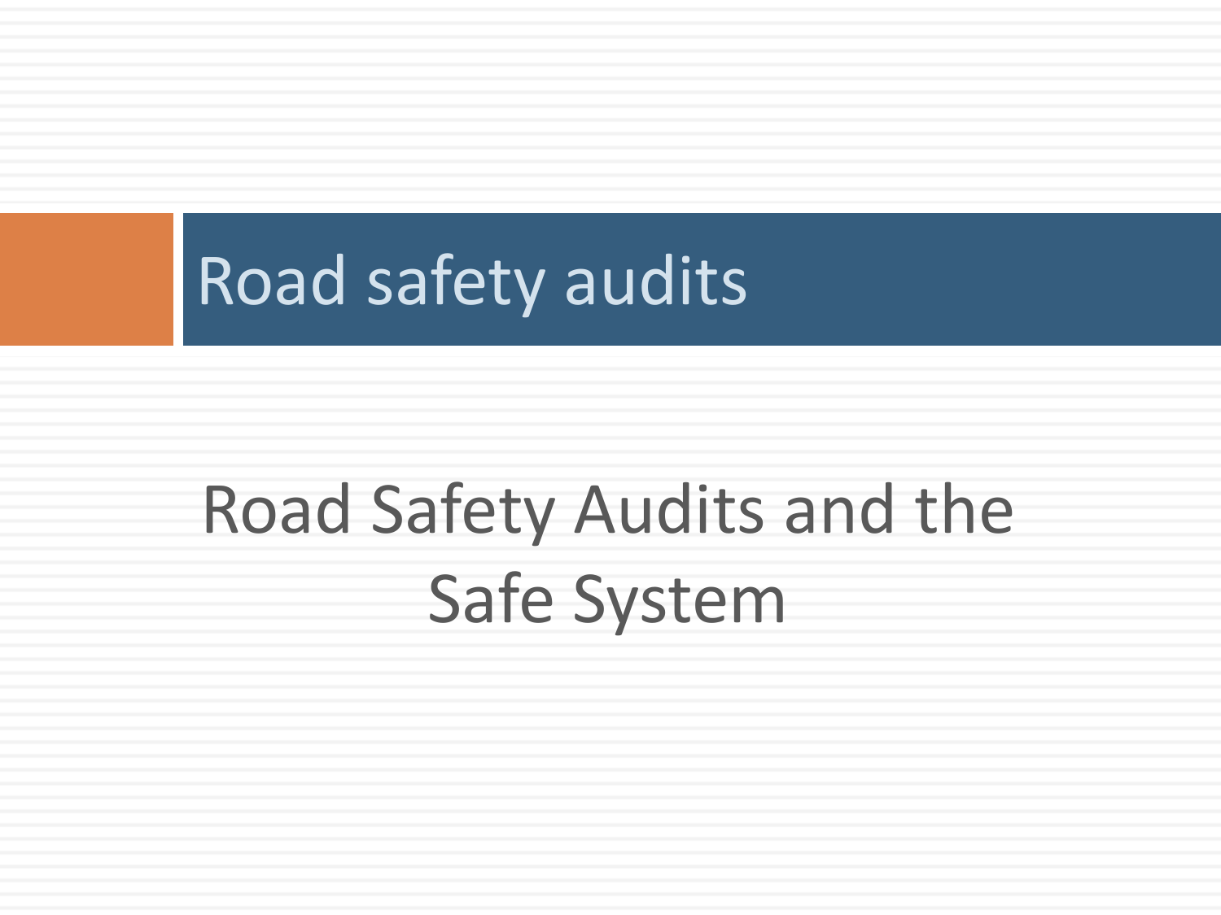# Road safety audits

Road Safety Audits and the Safe System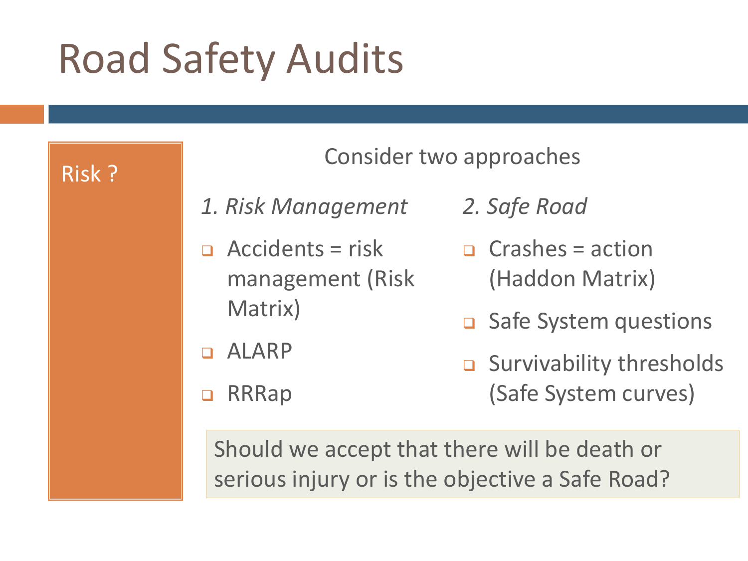# Road Safety Audits

Risk ?

Consider two approaches

*1. Risk Management*

- Accidents = risk management (Risk Matrix)
- ALARP
- RRRap

*2. Safe Road*

- Crashes = action (Haddon Matrix)
- Safe System questions
- Survivability thresholds (Safe System curves)

Should we accept that there will be death or serious injury or is the objective a Safe Road?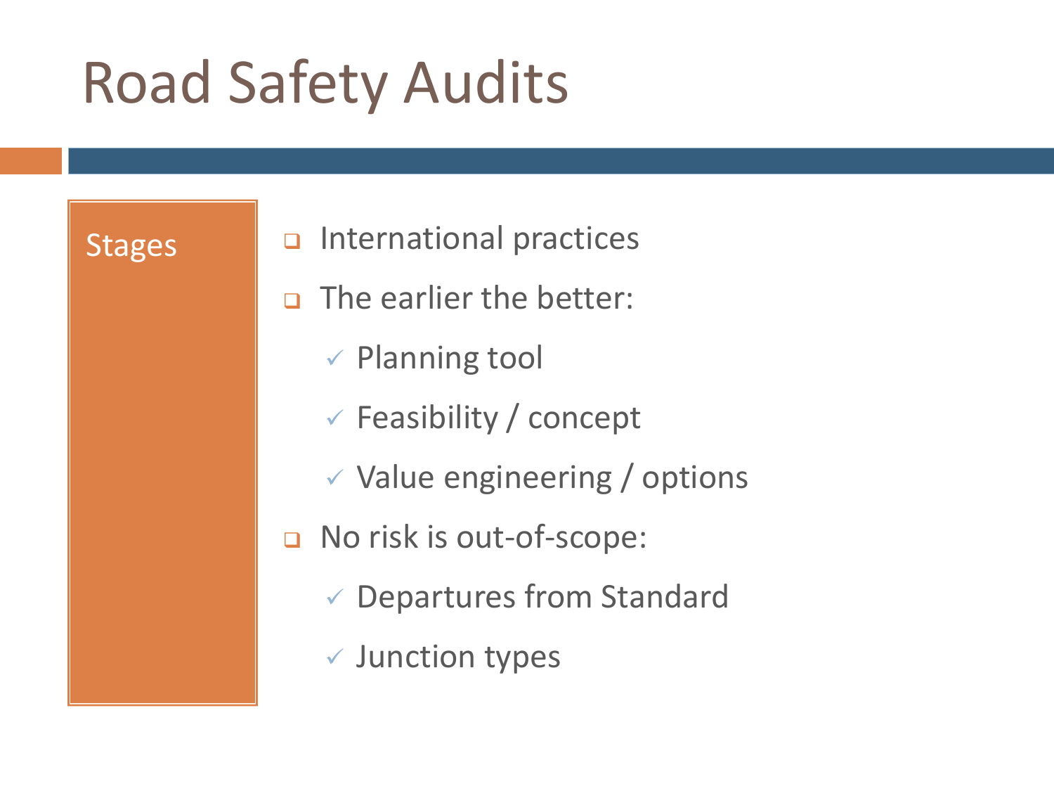# Road Safety Audits

## Stages

- International practices
- The earlier the better:
  - ✓ Planning tool
  - ✓ Feasibility / concept
  - ✓ Value engineering / options
- No risk is out-of-scope:
  - ✓ Departures from Standard
  - ✓ Junction types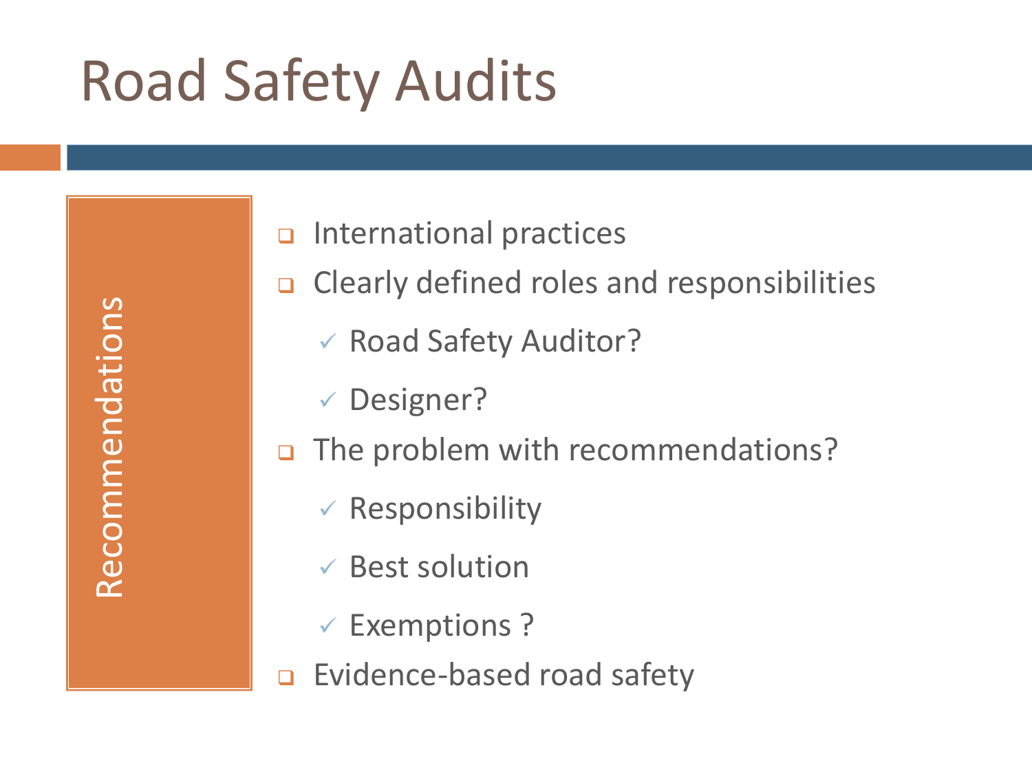# Road Safety Audits

## Recommendations

- International practices
- Clearly defined roles and responsibilities
  - ✓ Road Safety Auditor?
  - ✓ Designer?
- The problem with recommendations?
  - ✓ Responsibility
  - ✓ Best solution
  - ✓ Exemptions ?
- Evidence-based road safety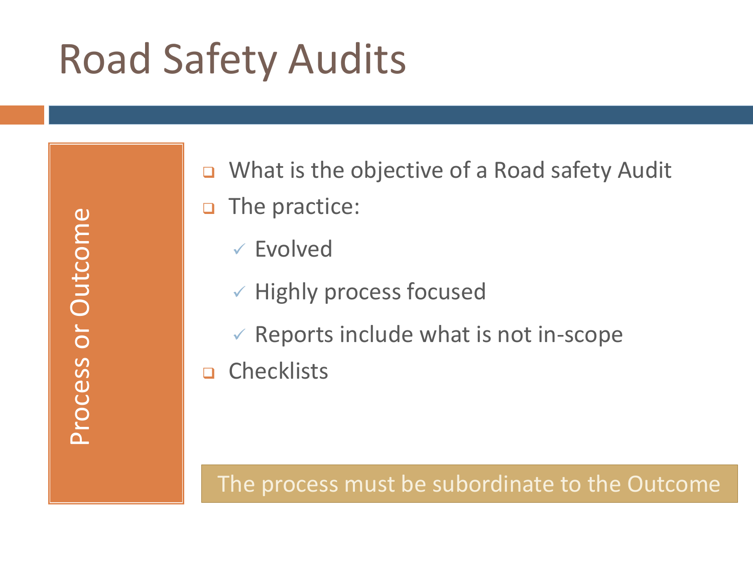# Road Safety Audits

## Process or Outcome

- What is the objective of a Road safety Audit
- The practice:
  - Evolved
  - Highly process focused
  - Reports include what is not in-scope
- Checklists

The process must be subordinate to the Outcome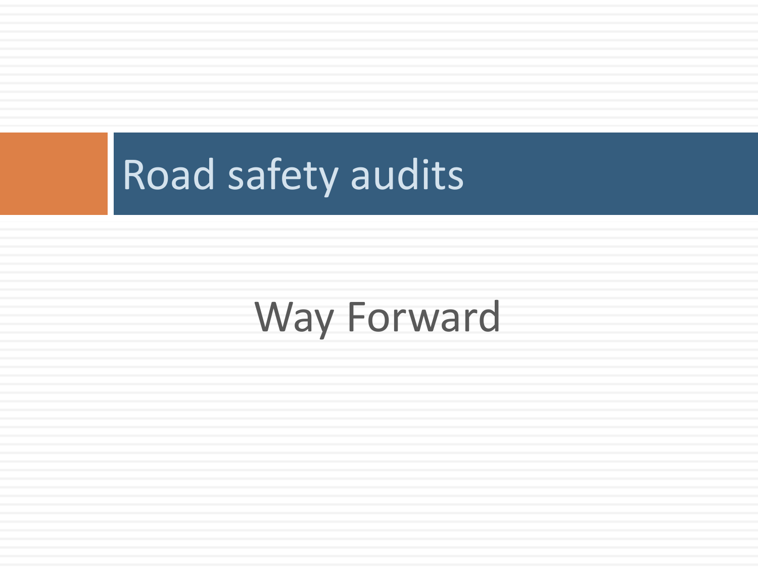# Road safety audits

Way Forward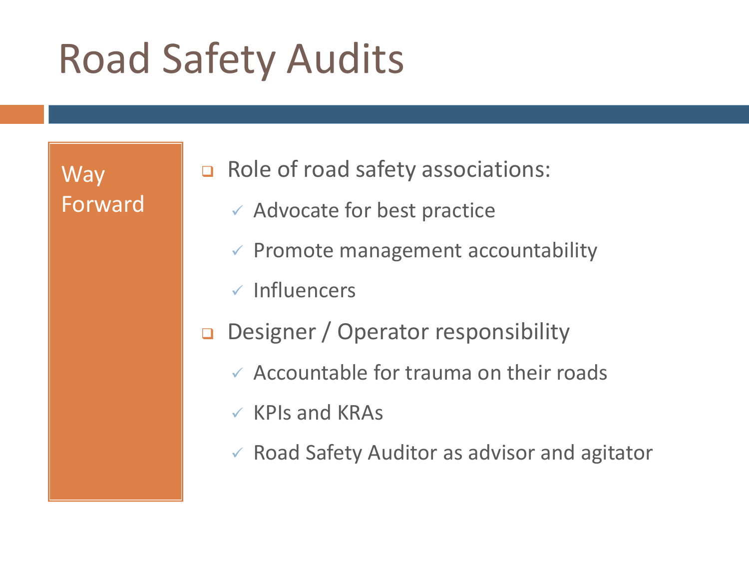# Road Safety Audits

## Way Forward

- Role of road safety associations:
  - Advocate for best practice
  - Promote management accountability
  - Influencers
- Designer / Operator responsibility
  - Accountable for trauma on their roads
  - KPIs and KRAs
  - Road Safety Auditor as advisor and agitator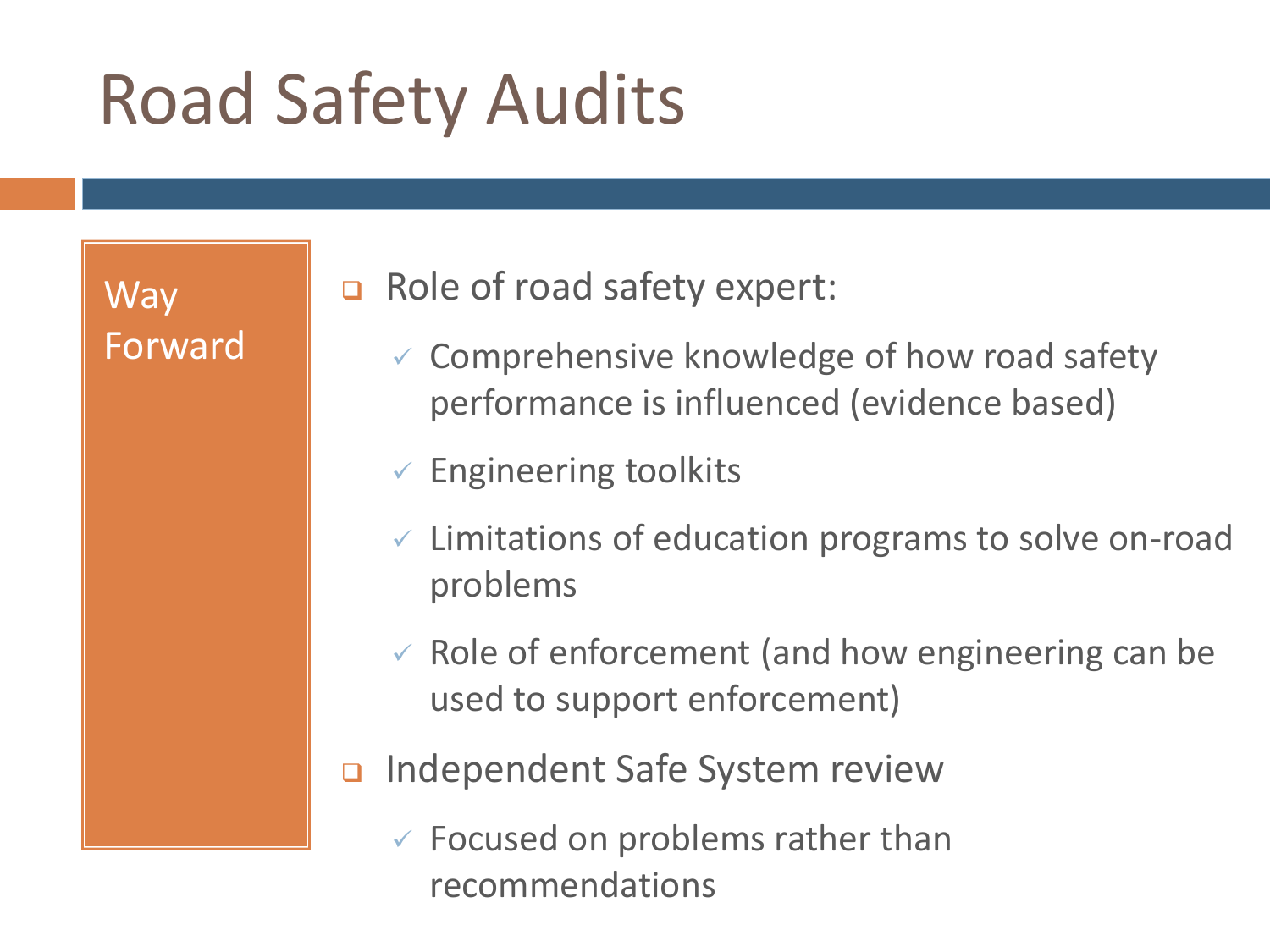# Road Safety Audits

## Way Forward

- Role of road safety expert:
  - ✓ Comprehensive knowledge of how road safety performance is influenced (evidence based)
  - ✓ Engineering toolkits
  - ✓ Limitations of education programs to solve on-road problems
  - ✓ Role of enforcement (and how engineering can be used to support enforcement)
- Independent Safe System review
  - ✓ Focused on problems rather than recommendations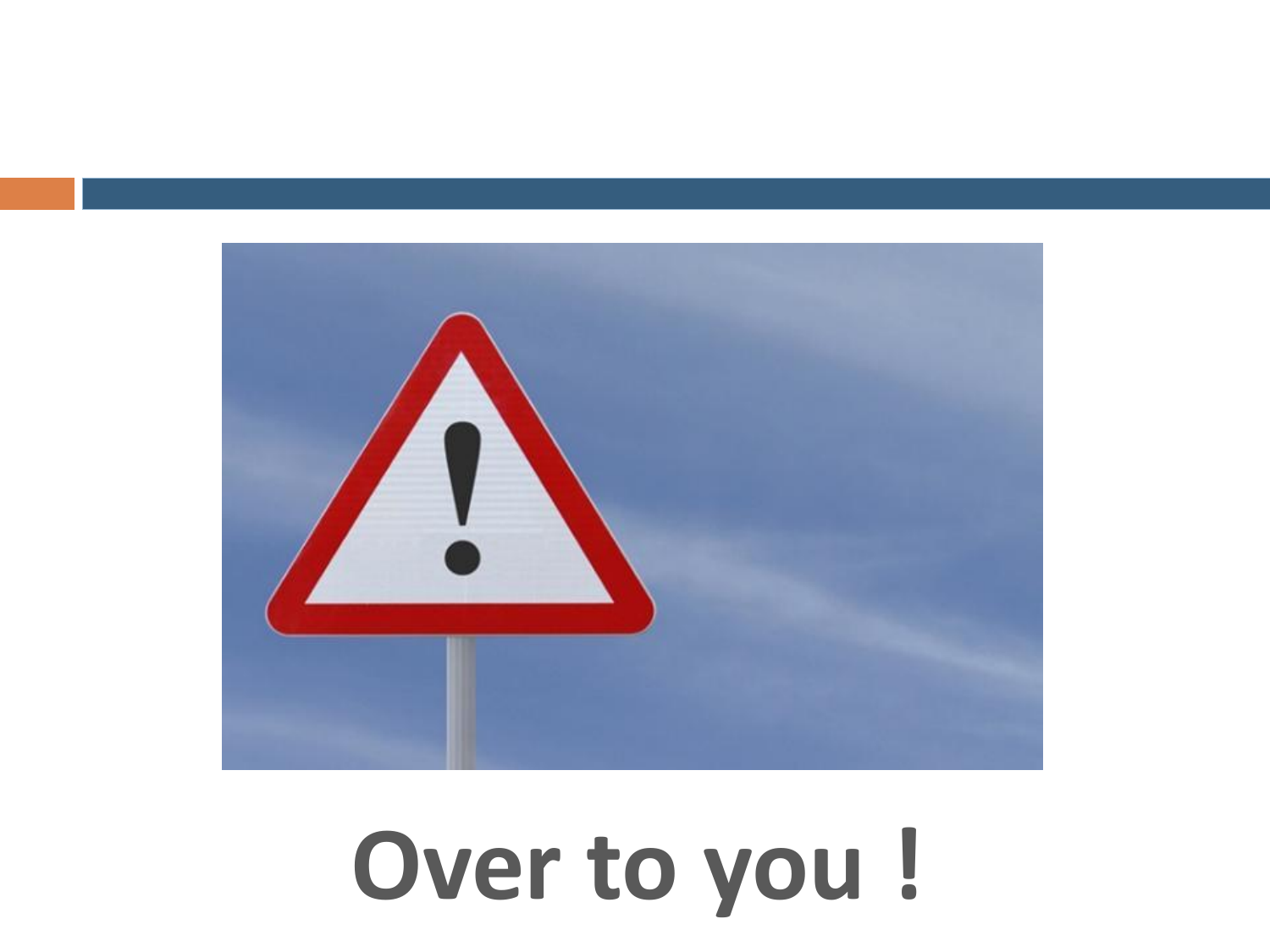# Over to you !